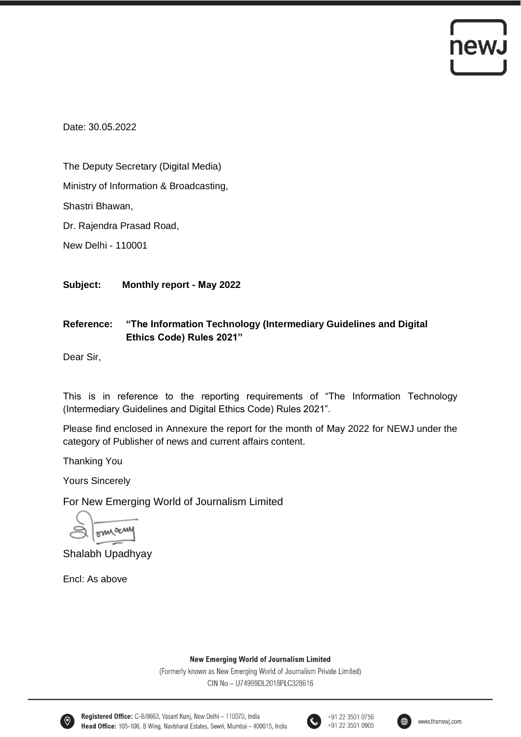Date: 30.05.2022

The Deputy Secretary (Digital Media)

Ministry of Information & Broadcasting,

Shastri Bhawan,

Dr. Rajendra Prasad Road,

New Delhi - 110001

**Subject: Monthly report - May 2022**

**Reference: "The Information Technology (Intermediary Guidelines and Digital Ethics Code) Rules 2021"**

Dear Sir,

This is in reference to the reporting requirements of "The Information Technology (Intermediary Guidelines and Digital Ethics Code) Rules 2021".

Please find enclosed in Annexure the report for the month of May 2022 for NEWJ under the category of Publisher of news and current affairs content.

Thanking You

Yours Sincerely

For New Emerging World of Journalism Limited

Shalabh Upadhyay

Encl: As above

**New Emerging World of Journalism Limited**

(Formerly known as New Emerging World of Journalism Private Limited)

CIN No – U74999DL2018PLC328616

**Registered Office:** C-8/8663, Vasant Kunj, New Delhi – 110070, India

**Head Office:** 105-106, B Wing, Navbharat Estates, Sewri, Mumbai - 400015, India

+91 22 3501 0756

+91 22 3501 0905

www.thenewj.com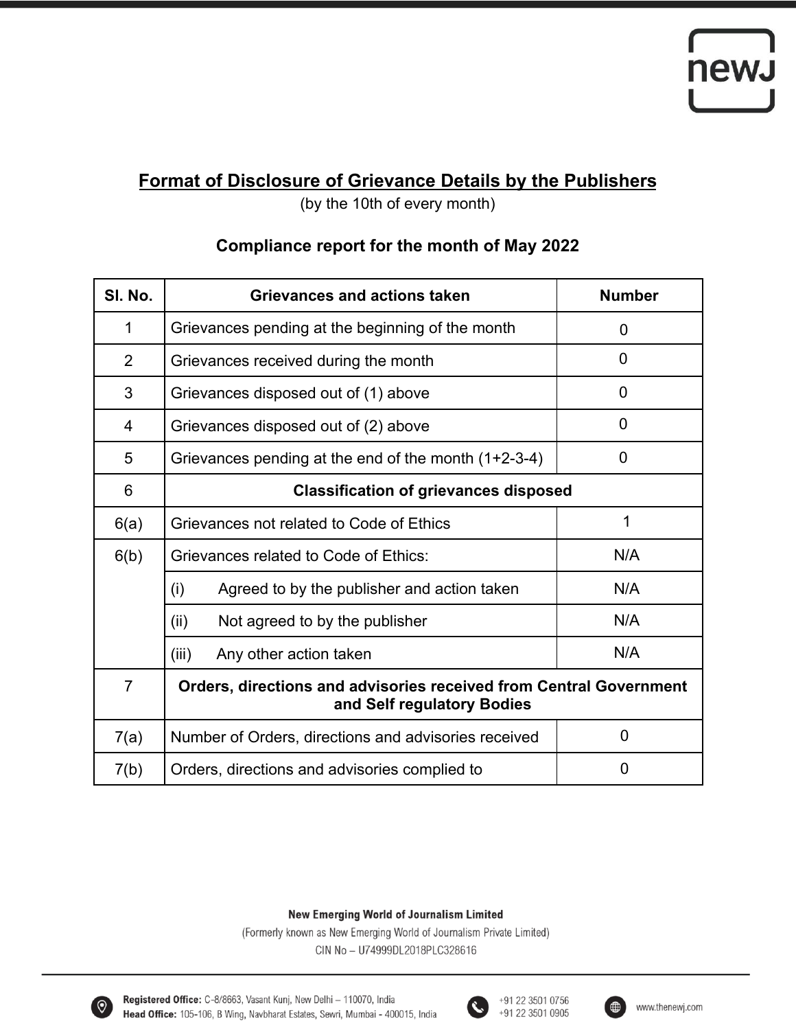## Format of Disclosure of Grievance Details by the Publishers

(by the 10th of every month)

### Compliance report for the month of May 2022

| Sl. No. | Grievances and actions taken | Number |
|---|---|---|
| 1 | Grievances pending at the beginning of the month | 0 |
| 2 | Grievances received during the month | 0 |
| 3 | Grievances disposed out of (1) above | 0 |
| 4 | Grievances disposed out of (2) above | 0 |
| 5 | Grievances pending at the end of the month (1+2-3-4) | 0 |
| 6 | **Classification of grievances disposed** | |
| 6(a) | Grievances not related to Code of Ethics | 1 |
| 6(b) | Grievances related to Code of Ethics: | N/A |
| | (i) Agreed to by the publisher and action taken | N/A |
| | (ii) Not agreed to by the publisher | N/A |
| | (iii) Any other action taken | N/A |
| 7 | **Orders, directions and advisories received from Central Government and Self regulatory Bodies** | |
| 7(a) | Number of Orders, directions and advisories received | 0 |
| 7(b) | Orders, directions and advisories complied to | 0 |